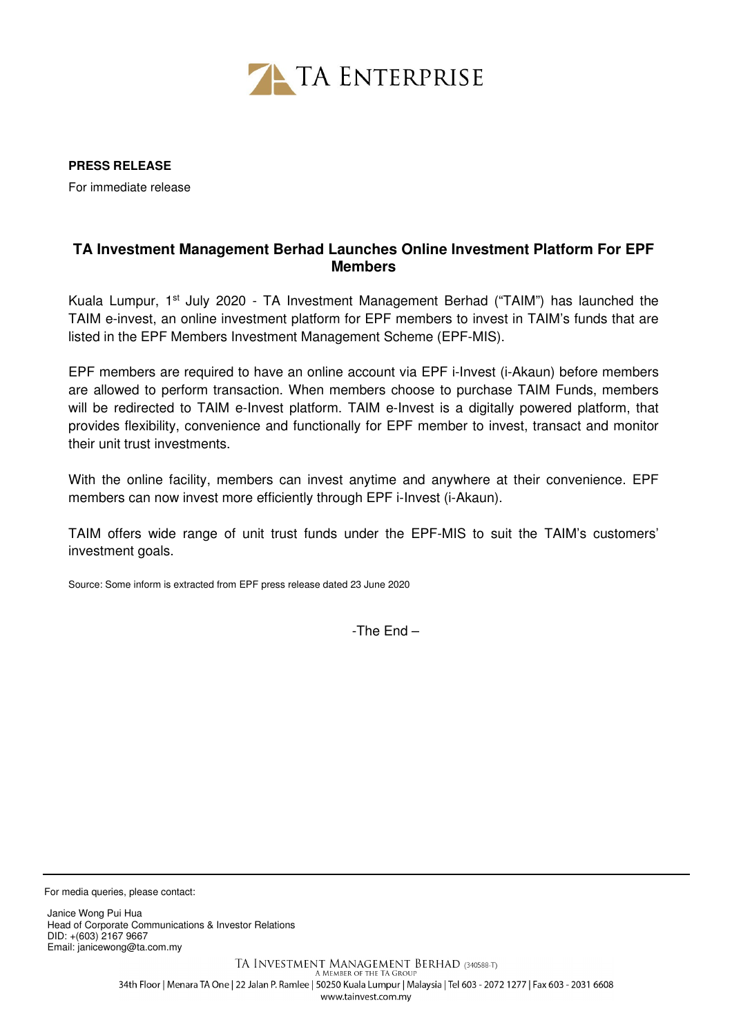TA ENTERPRISE

**PRESS RELEASE**

For immediate release

## TA Investment Management Berhad Launches Online Investment Platform For EPF Members

Kuala Lumpur, 1st July 2020 - TA Investment Management Berhad ("TAIM") has launched the TAIM e-invest, an online investment platform for EPF members to invest in TAIM's funds that are listed in the EPF Members Investment Management Scheme (EPF-MIS).

EPF members are required to have an online account via EPF i-Invest (i-Akaun) before members are allowed to perform transaction. When members choose to purchase TAIM Funds, members will be redirected to TAIM e-Invest platform. TAIM e-Invest is a digitally powered platform, that provides flexibility, convenience and functionally for EPF member to invest, transact and monitor their unit trust investments.

With the online facility, members can invest anytime and anywhere at their convenience. EPF members can now invest more efficiently through EPF i-Invest (i-Akaun).

TAIM offers wide range of unit trust funds under the EPF-MIS to suit the TAIM's customers' investment goals.

Source: Some inform is extracted from EPF press release dated 23 June 2020

-The End –

---

For media queries, please contact:

Janice Wong Pui Hua
Head of Corporate Communications & Investor Relations
DID: +(603) 2167 9667
Email: janicewong@ta.com.my

TA INVESTMENT MANAGEMENT BERHAD (340588-T)
A MEMBER OF THE TA GROUP
34th Floor | Menara TA One | 22 Jalan P. Ramlee | 50250 Kuala Lumpur | Malaysia | Tel 603 - 2072 1277 | Fax 603 - 2031 6608
www.tainvest.com.my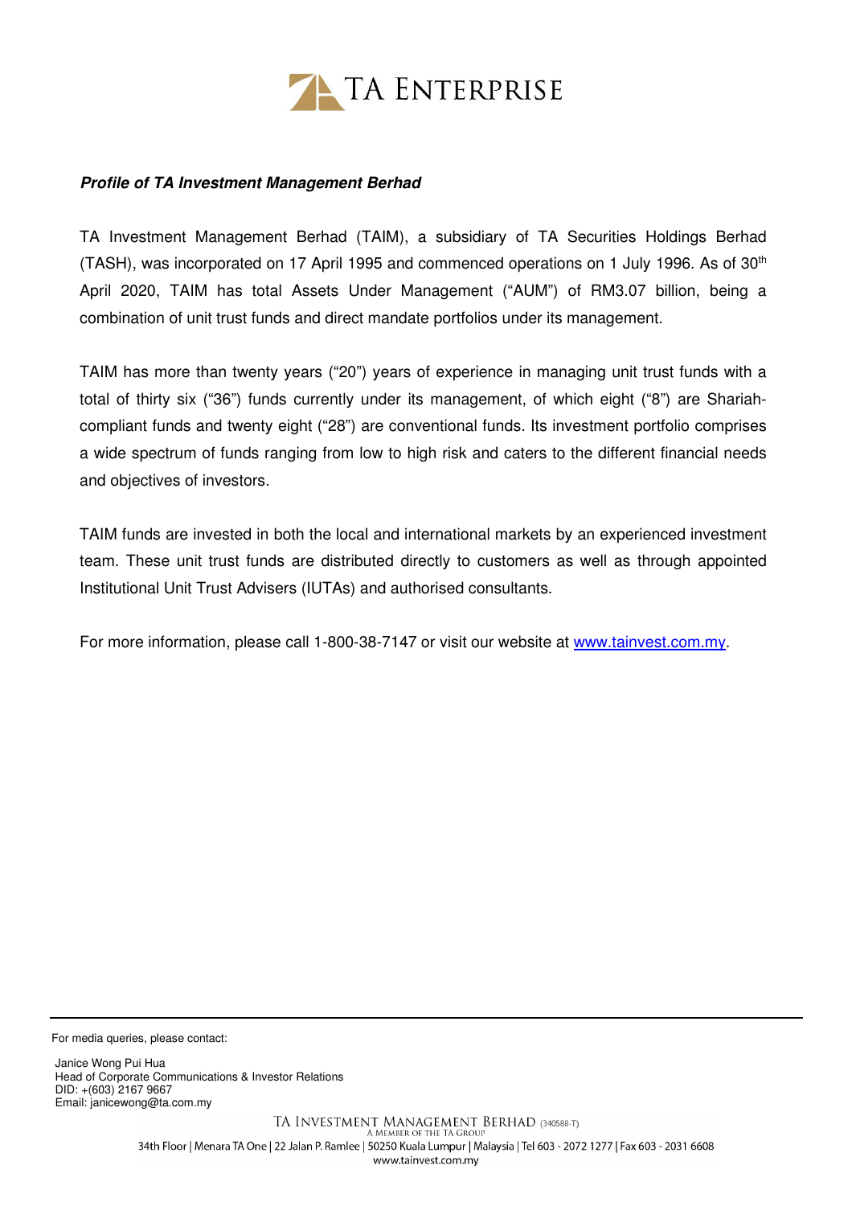***Profile of TA Investment Management Berhad***

TA Investment Management Berhad (TAIM), a subsidiary of TA Securities Holdings Berhad (TASH), was incorporated on 17 April 1995 and commenced operations on 1 July 1996. As of 30th April 2020, TAIM has total Assets Under Management ("AUM") of RM3.07 billion, being a combination of unit trust funds and direct mandate portfolios under its management.

TAIM has more than twenty years ("20") years of experience in managing unit trust funds with a total of thirty six ("36") funds currently under its management, of which eight ("8") are Shariah-compliant funds and twenty eight ("28") are conventional funds. Its investment portfolio comprises a wide spectrum of funds ranging from low to high risk and caters to the different financial needs and objectives of investors.

TAIM funds are invested in both the local and international markets by an experienced investment team. These unit trust funds are distributed directly to customers as well as through appointed Institutional Unit Trust Advisers (IUTAs) and authorised consultants.

For more information, please call 1-800-38-7147 or visit our website at www.tainvest.com.my.

---

For media queries, please contact:

Janice Wong Pui Hua
Head of Corporate Communications & Investor Relations
DID: +(603) 2167 9667
Email: janicewong@ta.com.my